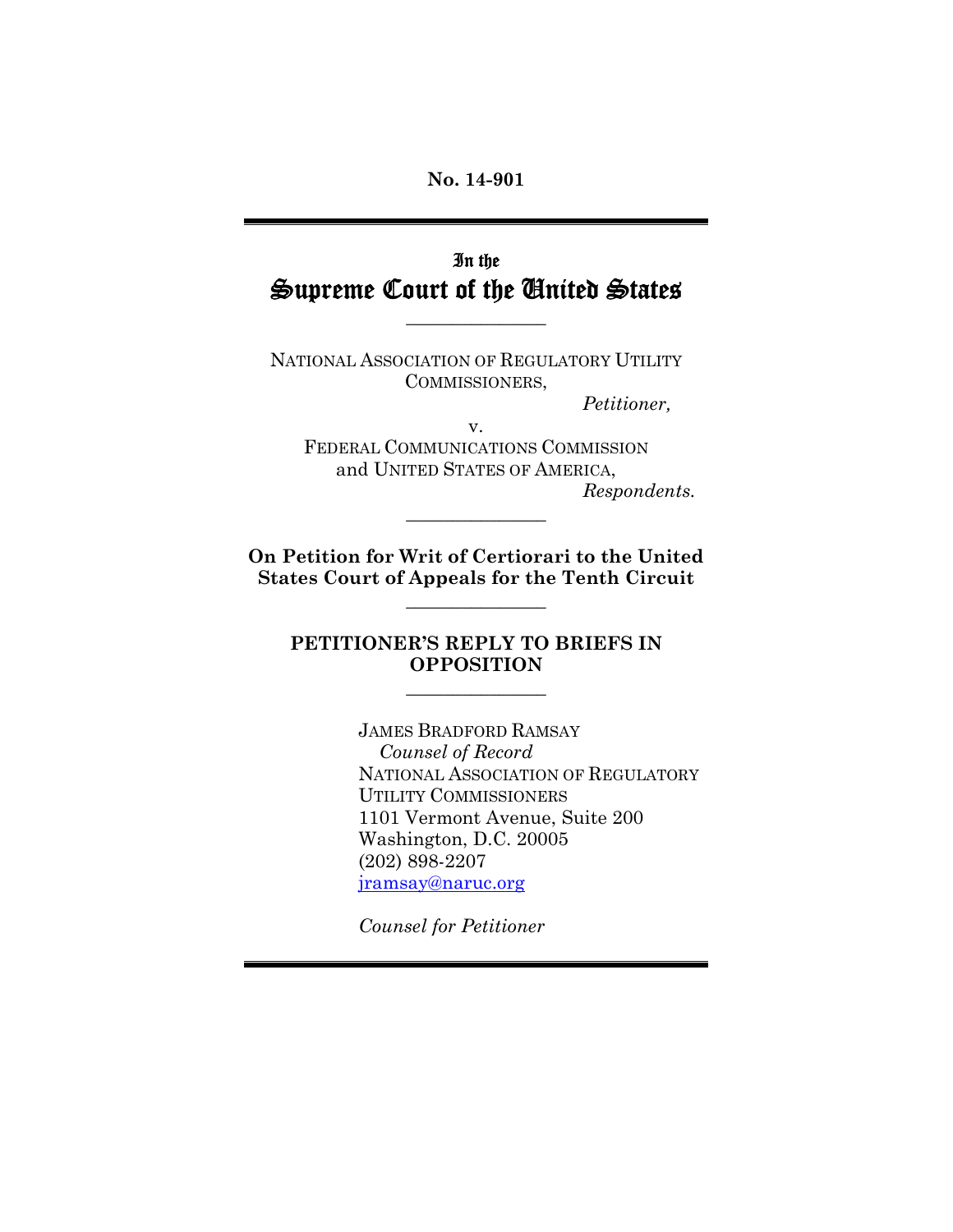**No. 14-901**

---

# In the Supreme Court of the United States

---

NATIONAL ASSOCIATION OF REGULATORY UTILITY COMMISSIONERS,

*Petitioner,*

v.

FEDERAL COMMUNICATIONS COMMISSION and UNITED STATES OF AMERICA,

*Respondents.*

---

**On Petition for Writ of Certiorari to the United States Court of Appeals for the Tenth Circuit**

---

**PETITIONER'S REPLY TO BRIEFS IN OPPOSITION**

---

JAMES BRADFORD RAMSAY
*Counsel of Record*
NATIONAL ASSOCIATION OF REGULATORY UTILITY COMMISSIONERS
1101 Vermont Avenue, Suite 200
Washington, D.C. 20005
(202) 898-2207
jramsay@naruc.org

*Counsel for Petitioner*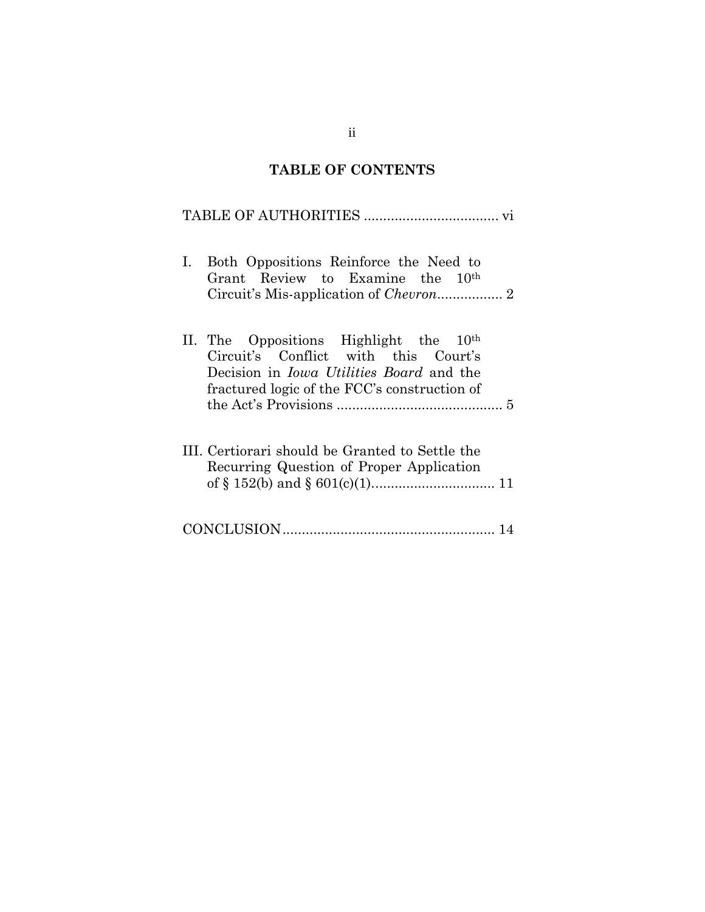## TABLE OF CONTENTS

TABLE OF AUTHORITIES .................................. vi

I. Both Oppositions Reinforce the Need to Grant Review to Examine the 10th Circuit's Mis-application of *Chevron*................ 2

II. The Oppositions Highlight the 10th Circuit's Conflict with this Court's Decision in *Iowa Utilities Board* and the fractured logic of the FCC's construction of the Act's Provisions .......................................... 5

III. Certiorari should be Granted to Settle the Recurring Question of Proper Application of § 152(b) and § 601(c)(1)............................... 11

CONCLUSION...................................................... 14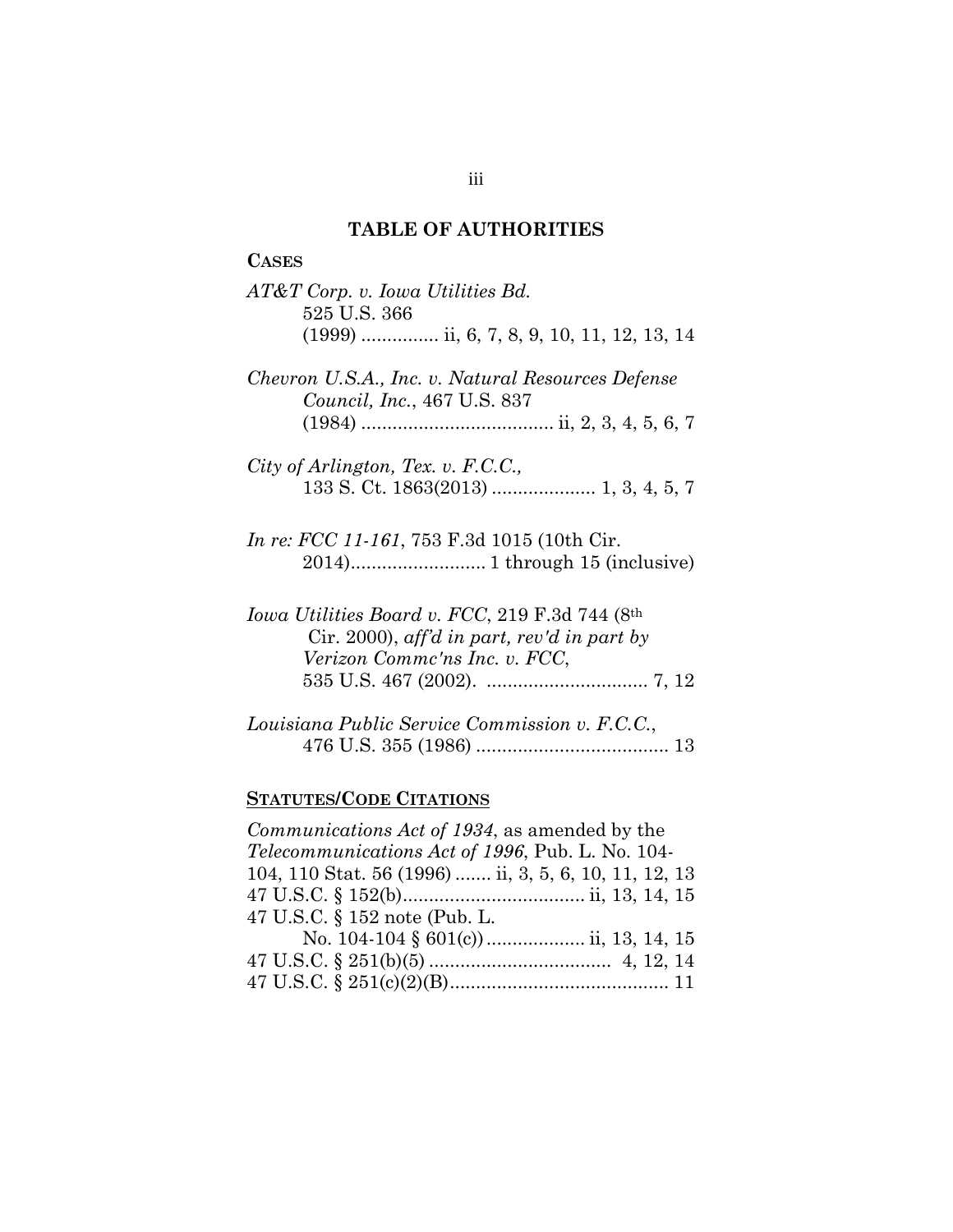## TABLE OF AUTHORITIES

### CASES

*AT&T Corp. v. Iowa Utilities Bd.* 525 U.S. 366 (1999) ............... ii, 6, 7, 8, 9, 10, 11, 12, 13, 14

*Chevron U.S.A., Inc. v. Natural Resources Defense Council, Inc.*, 467 U.S. 837 (1984) ..................................... ii, 2, 3, 4, 5, 6, 7

*City of Arlington, Tex. v. F.C.C.,* 133 S. Ct. 1863(2013) .................... 1, 3, 4, 5, 7

*In re: FCC 11-161*, 753 F.3d 1015 (10th Cir. 2014).......................... 1 through 15 (inclusive)

*Iowa Utilities Board v. FCC*, 219 F.3d 744 (8th Cir. 2000), *aff'd in part, rev'd in part by Verizon Commc'ns Inc. v. FCC*, 535 U.S. 467 (2002). ............................... 7, 12

*Louisiana Public Service Commission v. F.C.C.*, 476 U.S. 355 (1986) ..................................... 13

### STATUTES/CODE CITATIONS

*Communications Act of 1934*, as amended by the *Telecommunications Act of 1996*, Pub. L. No. 104-104, 110 Stat. 56 (1996) ....... ii, 3, 5, 6, 10, 11, 12, 13

47 U.S.C. § 152(b)................................... ii, 13, 14, 15

47 U.S.C. § 152 note (Pub. L. No. 104-104 § 601(c)) ................... ii, 13, 14, 15

47 U.S.C. § 251(b)(5) ................................... 4, 12, 14

47 U.S.C. § 251(c)(2)(B).......................................... 11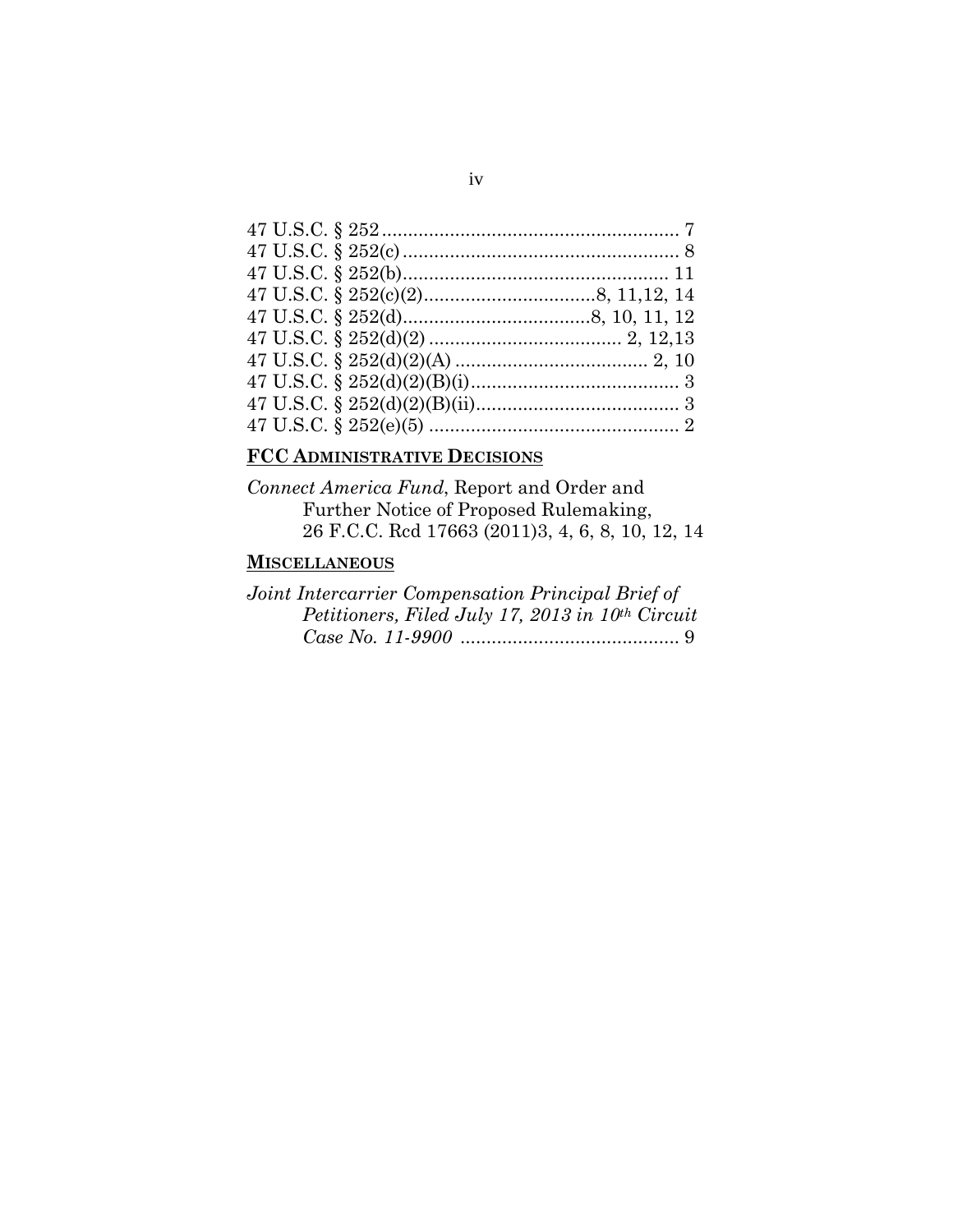47 U.S.C. § 252 ......................................................... 7
47 U.S.C. § 252(c) ..................................................... 8
47 U.S.C. § 252(b).................................................... 11
47 U.S.C. § 252(c)(2).................................8, 11,12, 14
47 U.S.C. § 252(d)....................................8, 10, 11, 12
47 U.S.C. § 252(d)(2) ..................................... 2, 12,13
47 U.S.C. § 252(d)(2)(A) ..................................... 2, 10
47 U.S.C. § 252(d)(2)(B)(i)........................................ 3
47 U.S.C. § 252(d)(2)(B)(ii)....................................... 3
47 U.S.C. § 252(e)(5) ................................................ 2

**FCC ADMINISTRATIVE DECISIONS**

*Connect America Fund*, Report and Order and Further Notice of Proposed Rulemaking, 26 F.C.C. Rcd 17663 (2011)3, 4, 6, 8, 10, 12, 14

**MISCELLANEOUS**

*Joint Intercarrier Compensation Principal Brief of Petitioners, Filed July 17, 2013 in 10th Circuit Case No. 11-9900* .......................................... 9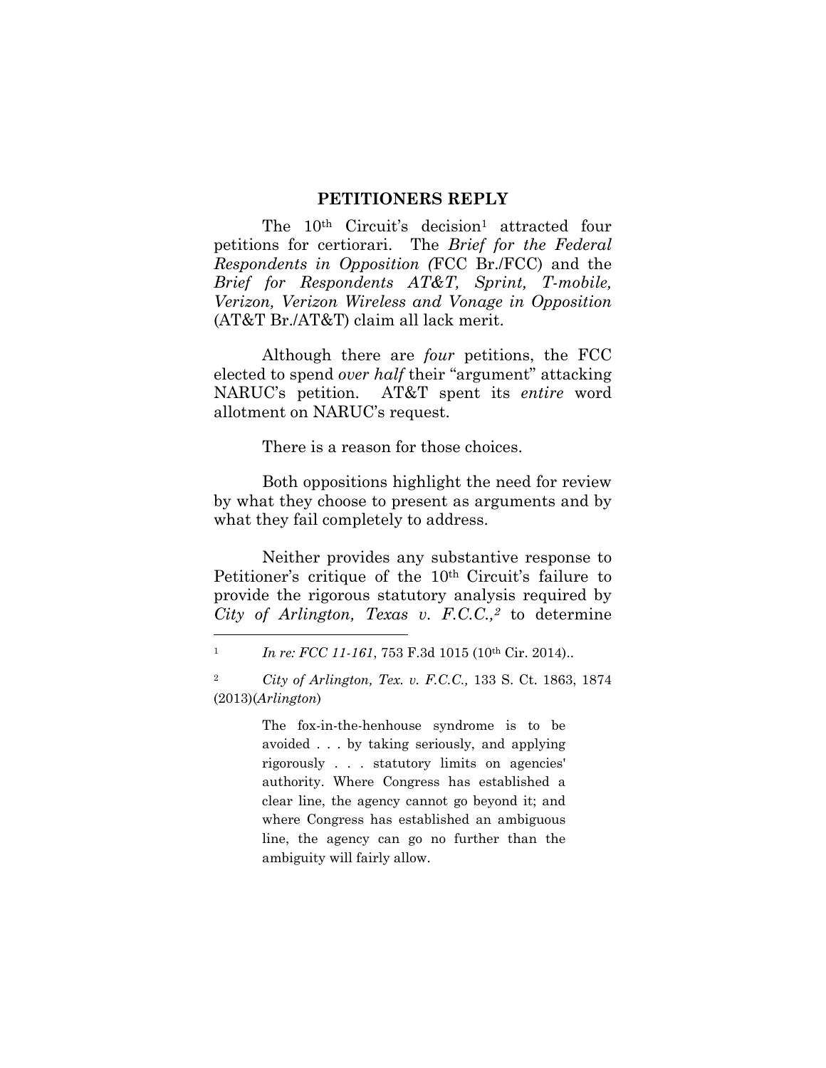## PETITIONERS REPLY

The 10th Circuit's decision[1] attracted four petitions for certiorari. The *Brief for the Federal Respondents in Opposition (*FCC Br./FCC) and the *Brief for Respondents AT&T, Sprint, T-mobile, Verizon, Verizon Wireless and Vonage in Opposition* (AT&T Br./AT&T) claim all lack merit.

Although there are *four* petitions, the FCC elected to spend *over half* their "argument" attacking NARUC's petition. AT&T spent its *entire* word allotment on NARUC's request.

There is a reason for those choices.

Both oppositions highlight the need for review by what they choose to present as arguments and by what they fail completely to address.

Neither provides any substantive response to Petitioner's critique of the 10th Circuit's failure to provide the rigorous statutory analysis required by *City of Arlington, Texas v. F.C.C.,*[2] to determine

---

[1] *In re: FCC 11-161*, 753 F.3d 1015 (10th Cir. 2014)..

[2] *City of Arlington, Tex. v. F.C.C.,* 133 S. Ct. 1863, 1874 (2013)(*Arlington*)

> The fox-in-the-henhouse syndrome is to be avoided . . . by taking seriously, and applying rigorously . . . statutory limits on agencies' authority. Where Congress has established a clear line, the agency cannot go beyond it; and where Congress has established an ambiguous line, the agency can go no further than the ambiguity will fairly allow.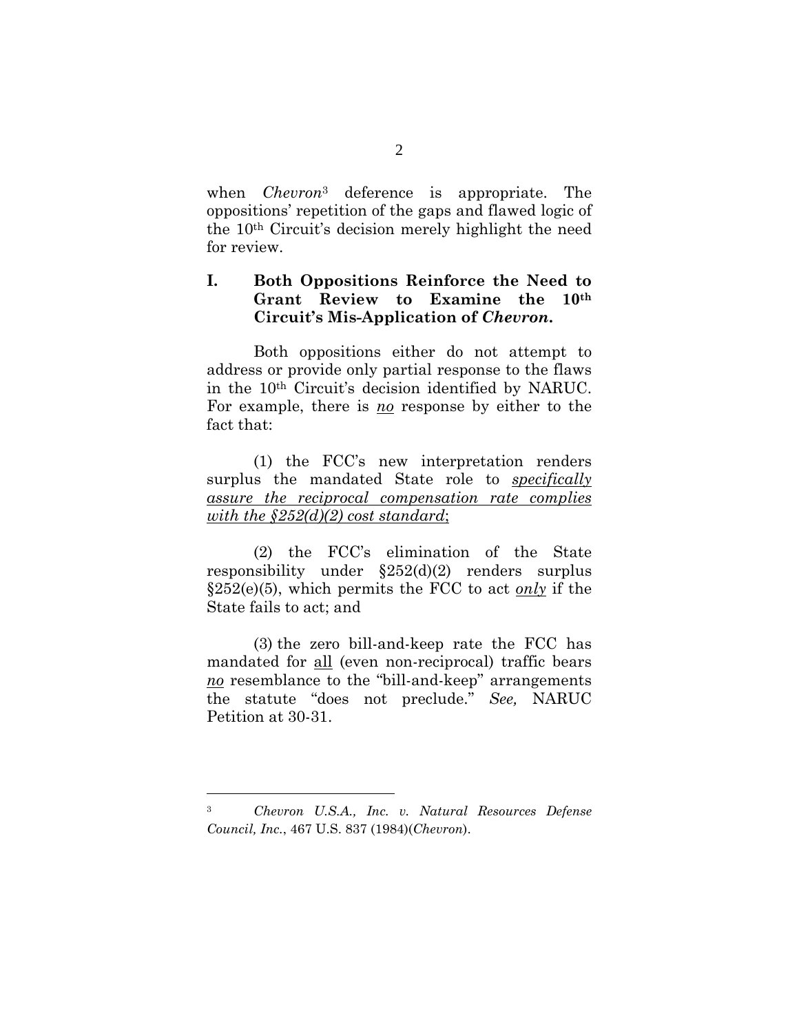when *Chevron*[3] deference is appropriate. The oppositions' repetition of the gaps and flawed logic of the 10th Circuit's decision merely highlight the need for review.

## I. Both Oppositions Reinforce the Need to Grant Review to Examine the 10th Circuit's Mis-Application of *Chevron*.

Both oppositions either do not attempt to address or provide only partial response to the flaws in the 10th Circuit's decision identified by NARUC. For example, there is <u>*no*</u> response by either to the fact that:

(1) the FCC's new interpretation renders surplus the mandated State role to <u>*specifically assure the reciprocal compensation rate complies with the §252(d)(2) cost standard*</u>;

(2) the FCC's elimination of the State responsibility under §252(d)(2) renders surplus §252(e)(5), which permits the FCC to act <u>*only*</u> if the State fails to act; and

(3) the zero bill-and-keep rate the FCC has mandated for <u>all</u> (even non-reciprocal) traffic bears <u>*no*</u> resemblance to the "bill-and-keep" arrangements the statute "does not preclude." *See,* NARUC Petition at 30-31.

---

[3] *Chevron U.S.A., Inc. v. Natural Resources Defense Council, Inc.*, 467 U.S. 837 (1984)(*Chevron*).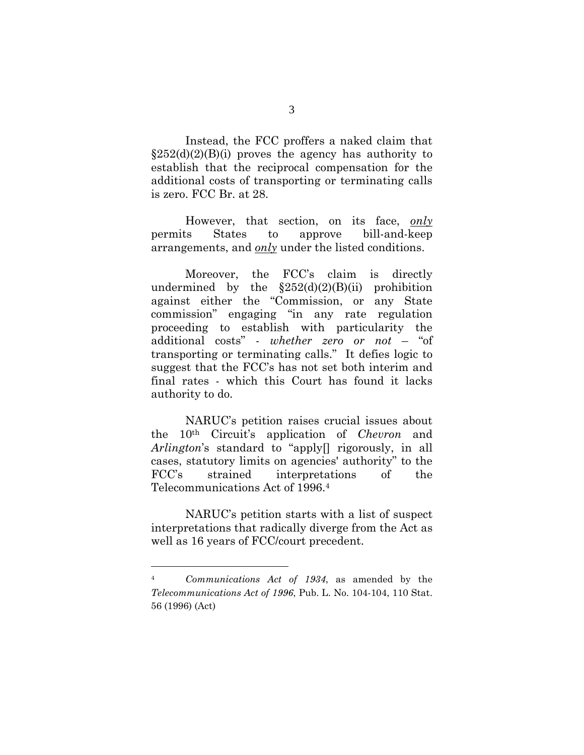Instead, the FCC proffers a naked claim that §252(d)(2)(B)(i) proves the agency has authority to establish that the reciprocal compensation for the additional costs of transporting or terminating calls is zero. FCC Br. at 28.

However, that section, on its face, ***only*** permits States to approve bill-and-keep arrangements, and ***only*** under the listed conditions.

Moreover, the FCC's claim is directly undermined by the §252(d)(2)(B)(ii) prohibition against either the "Commission, or any State commission" engaging "in any rate regulation proceeding to establish with particularity the additional costs" - *whether zero or not* – "of transporting or terminating calls." It defies logic to suggest that the FCC's has not set both interim and final rates - which this Court has found it lacks authority to do.

NARUC's petition raises crucial issues about the 10th Circuit's application of *Chevron* and *Arlington*'s standard to "apply[] rigorously, in all cases, statutory limits on agencies' authority" to the FCC's strained interpretations of the Telecommunications Act of 1996.[4]

NARUC's petition starts with a list of suspect interpretations that radically diverge from the Act as well as 16 years of FCC/court precedent.

---

[4] *Communications Act of 1934*, as amended by the *Telecommunications Act of 1996*, Pub. L. No. 104-104, 110 Stat. 56 (1996) (Act)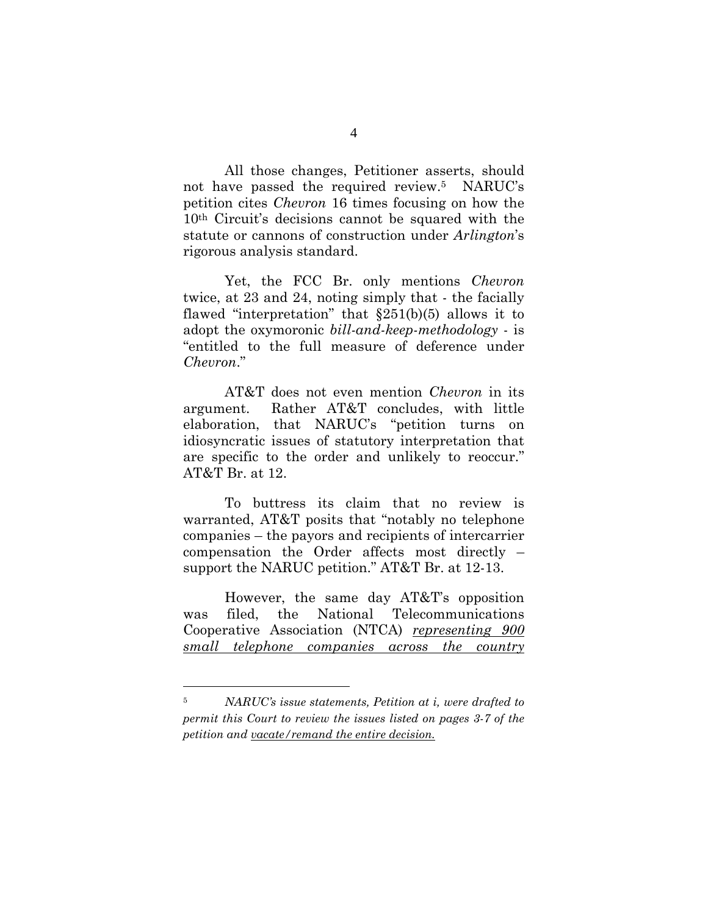All those changes, Petitioner asserts, should not have passed the required review.[5] NARUC's petition cites *Chevron* 16 times focusing on how the 10th Circuit's decisions cannot be squared with the statute or cannons of construction under *Arlington*'s rigorous analysis standard.

Yet, the FCC Br. only mentions *Chevron* twice, at 23 and 24, noting simply that - the facially flawed "interpretation" that §251(b)(5) allows it to adopt the oxymoronic *bill-and-keep-methodology* - is "entitled to the full measure of deference under *Chevron*."

AT&T does not even mention *Chevron* in its argument. Rather AT&T concludes, with little elaboration, that NARUC's "petition turns on idiosyncratic issues of statutory interpretation that are specific to the order and unlikely to reoccur." AT&T Br. at 12.

To buttress its claim that no review is warranted, AT&T posits that "notably no telephone companies – the payors and recipients of intercarrier compensation the Order affects most directly – support the NARUC petition." AT&T Br. at 12-13.

However, the same day AT&T's opposition was filed, the National Telecommunications Cooperative Association (NTCA) *representing 900 small telephone companies across the country*

---

[5] *NARUC's issue statements, Petition at i, were drafted to permit this Court to review the issues listed on pages 3-7 of the petition and vacate/remand the entire decision.*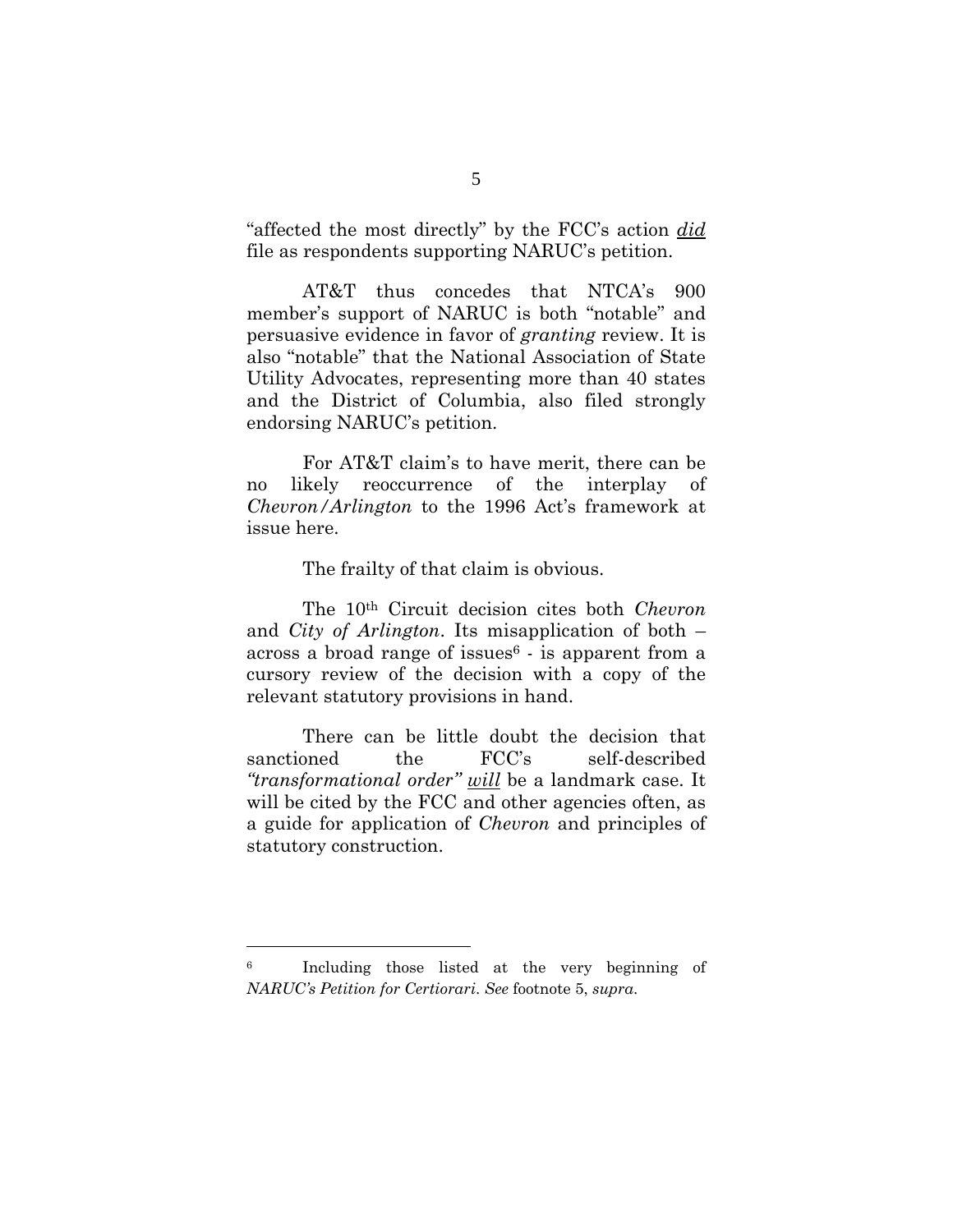"affected the most directly" by the FCC's action ***did*** file as respondents supporting NARUC's petition.

AT&T thus concedes that NTCA's 900 member's support of NARUC is both "notable" and persuasive evidence in favor of *granting* review. It is also "notable" that the National Association of State Utility Advocates, representing more than 40 states and the District of Columbia, also filed strongly endorsing NARUC's petition.

For AT&T claim's to have merit, there can be no likely reoccurrence of the interplay of *Chevron/Arlington* to the 1996 Act's framework at issue here.

The frailty of that claim is obvious.

The 10th Circuit decision cites both *Chevron* and *City of Arlington*. Its misapplication of both – across a broad range of issues[6] - is apparent from a cursory review of the decision with a copy of the relevant statutory provisions in hand.

There can be little doubt the decision that sanctioned the FCC's self-described *"transformational order"* ***will*** be a landmark case. It will be cited by the FCC and other agencies often, as a guide for application of *Chevron* and principles of statutory construction.

---

[6] Including those listed at the very beginning of *NARUC's Petition for Certiorari*. *See* footnote 5, *supra*.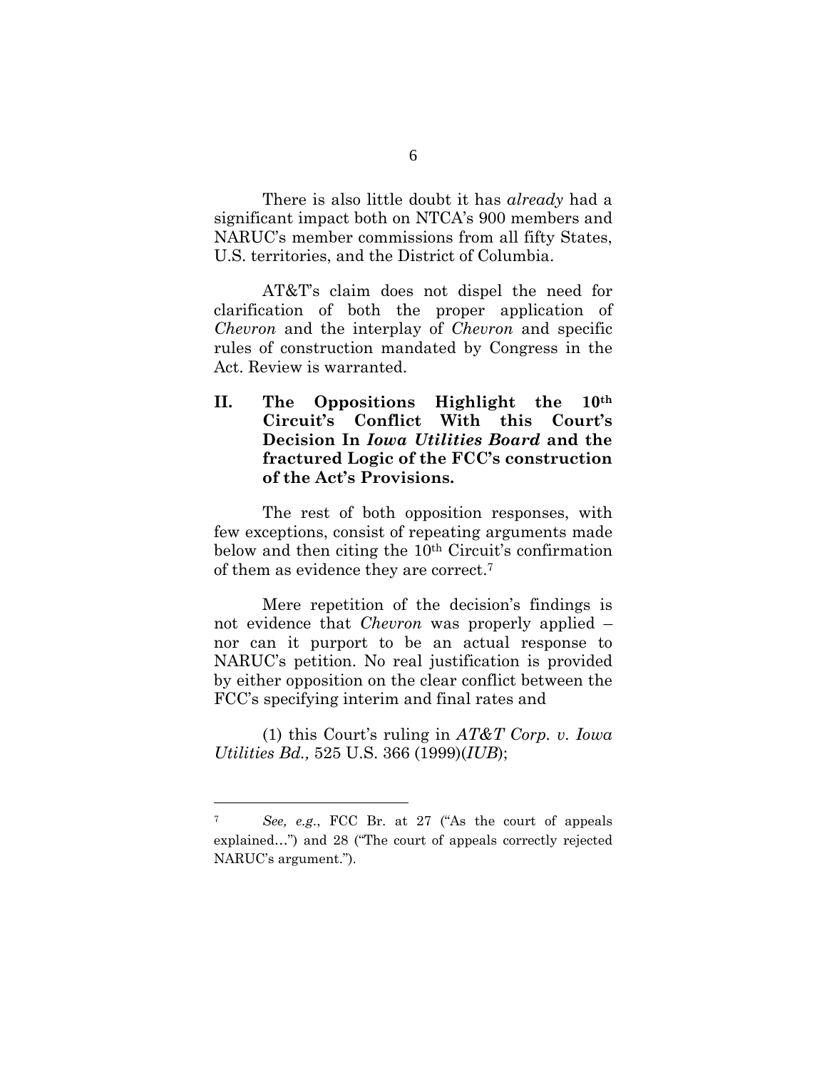There is also little doubt it has *already* had a significant impact both on NTCA's 900 members and NARUC's member commissions from all fifty States, U.S. territories, and the District of Columbia.

AT&T's claim does not dispel the need for clarification of both the proper application of *Chevron* and the interplay of *Chevron* and specific rules of construction mandated by Congress in the Act. Review is warranted.

## II. The Oppositions Highlight the 10th Circuit's Conflict With this Court's Decision In *Iowa Utilities Board* and the fractured Logic of the FCC's construction of the Act's Provisions.

The rest of both opposition responses, with few exceptions, consist of repeating arguments made below and then citing the 10th Circuit's confirmation of them as evidence they are correct.[7]

Mere repetition of the decision's findings is not evidence that *Chevron* was properly applied – nor can it purport to be an actual response to NARUC's petition. No real justification is provided by either opposition on the clear conflict between the FCC's specifying interim and final rates and

(1) this Court's ruling in *AT&T Corp. v. Iowa Utilities Bd.,* 525 U.S. 366 (1999)(*IUB*);

---

[7] *See, e.g.*, FCC Br. at 27 ("As the court of appeals explained…") and 28 ("The court of appeals correctly rejected NARUC's argument.").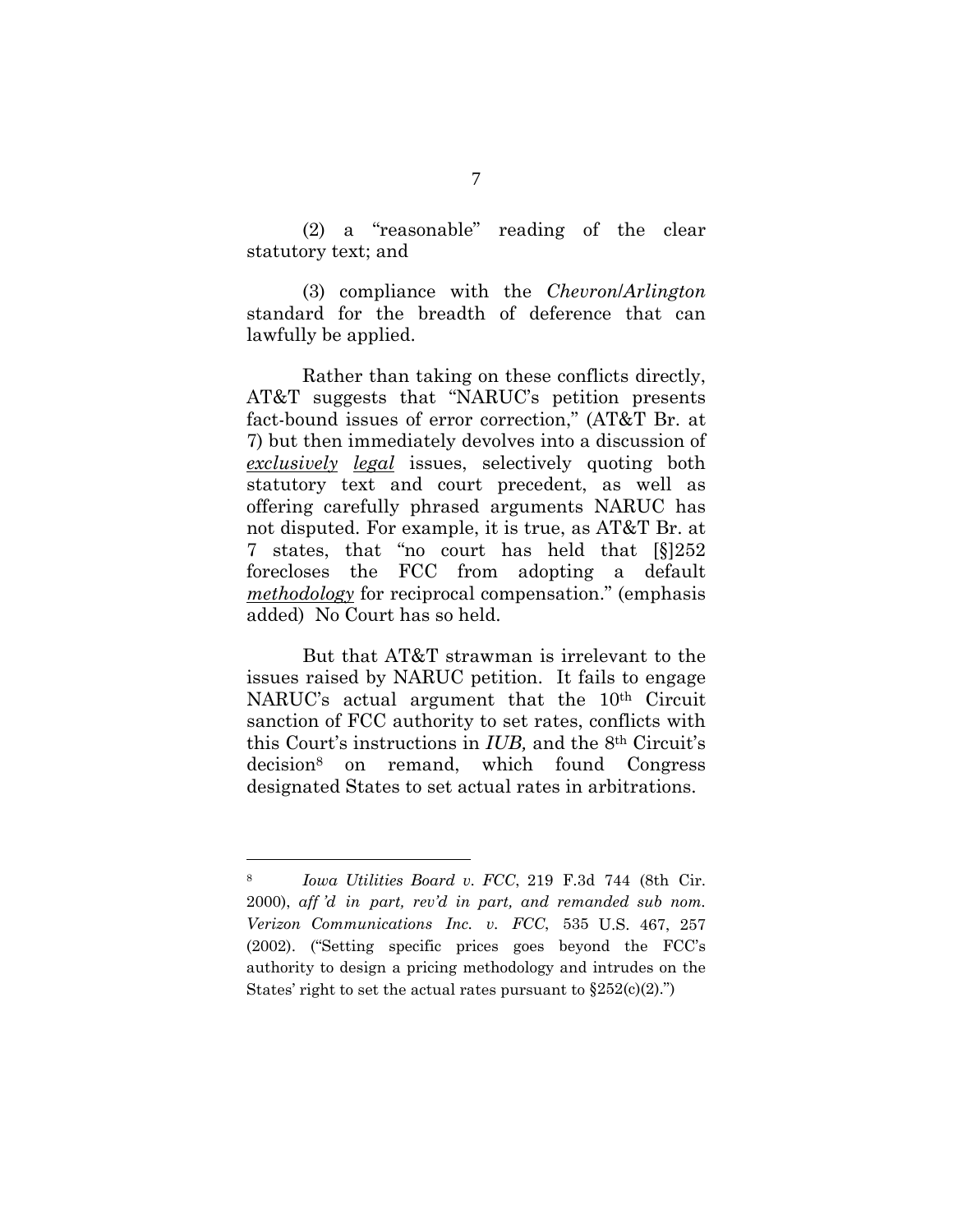(2) a "reasonable" reading of the clear statutory text; and

(3) compliance with the *Chevron/Arlington* standard for the breadth of deference that can lawfully be applied.

Rather than taking on these conflicts directly, AT&T suggests that "NARUC's petition presents fact-bound issues of error correction," (AT&T Br. at 7) but then immediately devolves into a discussion of ***exclusively*** ***legal*** issues, selectively quoting both statutory text and court precedent, as well as offering carefully phrased arguments NARUC has not disputed. For example, it is true, as AT&T Br. at 7 states, that "no court has held that [§]252 forecloses the FCC from adopting a default ***methodology*** for reciprocal compensation." (emphasis added) No Court has so held.

But that AT&T strawman is irrelevant to the issues raised by NARUC petition. It fails to engage NARUC's actual argument that the 10th Circuit sanction of FCC authority to set rates, conflicts with this Court's instructions in *IUB,* and the 8th Circuit's decision[8] on remand, which found Congress designated States to set actual rates in arbitrations.

---

[8] *Iowa Utilities Board v. FCC*, 219 F.3d 744 (8th Cir. 2000), *aff'd in part, rev'd in part, and remanded sub nom. Verizon Communications Inc. v. FCC*, 535 U.S. 467, 257 (2002). ("Setting specific prices goes beyond the FCC's authority to design a pricing methodology and intrudes on the States' right to set the actual rates pursuant to §252(c)(2).")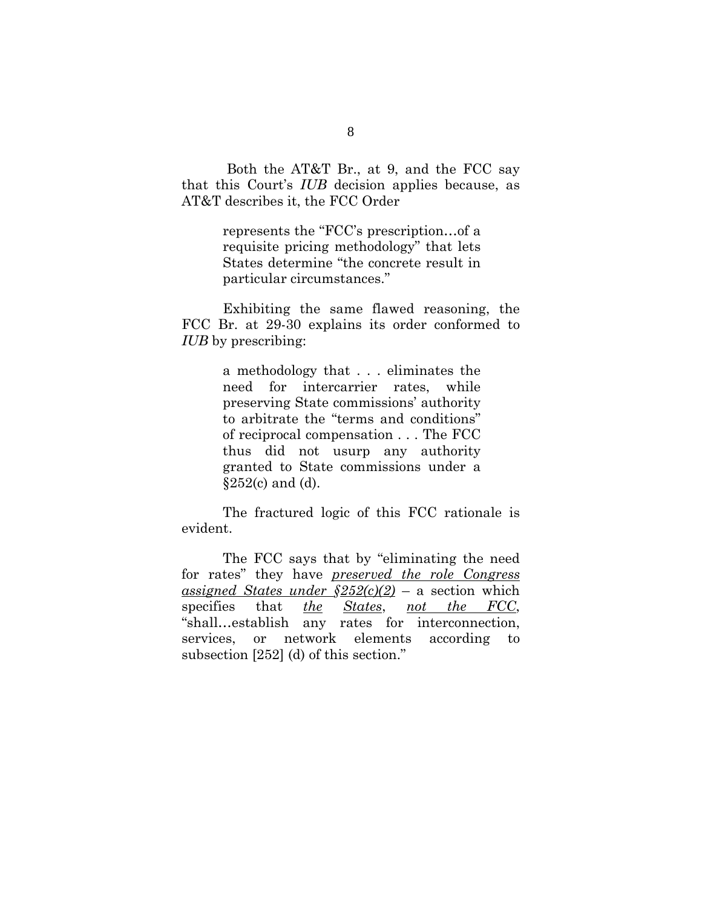Both the AT&T Br., at 9, and the FCC say that this Court's *IUB* decision applies because, as AT&T describes it, the FCC Order

> represents the "FCC's prescription…of a requisite pricing methodology" that lets States determine "the concrete result in particular circumstances."

Exhibiting the same flawed reasoning, the FCC Br. at 29-30 explains its order conformed to *IUB* by prescribing:

> a methodology that . . . eliminates the need for intercarrier rates, while preserving State commissions' authority to arbitrate the "terms and conditions" of reciprocal compensation . . . The FCC thus did not usurp any authority granted to State commissions under a §252(c) and (d).

The fractured logic of this FCC rationale is evident.

The FCC says that by "eliminating the need for rates" they have ***preserved the role Congress assigned States under §252(c)(2)*** – a section which specifies that ***the States***, ***not the FCC***, "shall…establish any rates for interconnection, services, or network elements according to subsection [252] (d) of this section."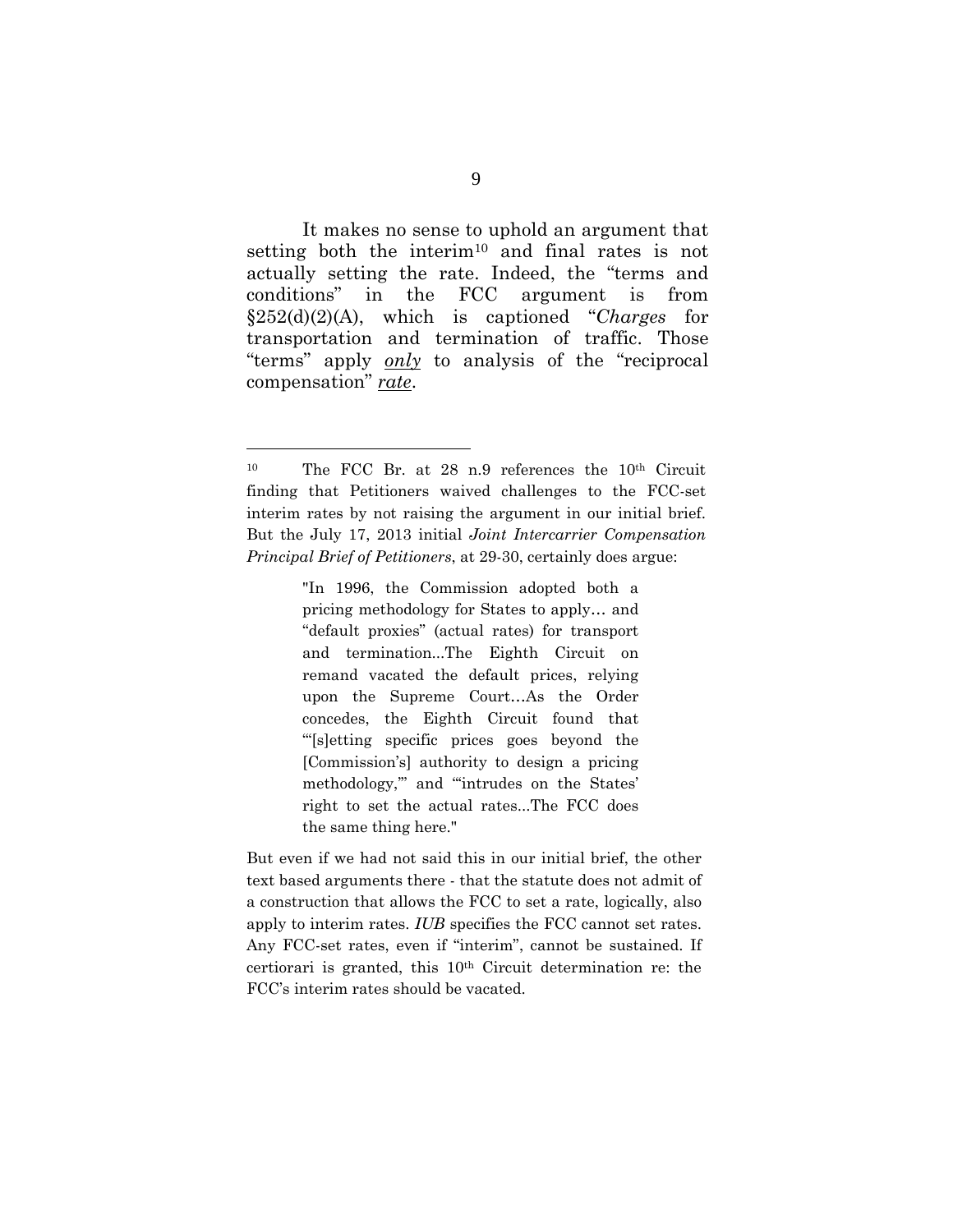It makes no sense to uphold an argument that setting both the interim[10] and final rates is not actually setting the rate. Indeed, the "terms and conditions" in the FCC argument is from §252(d)(2)(A), which is captioned "*Charges* for transportation and termination of traffic. Those "terms" apply ***only*** to analysis of the "reciprocal compensation" ***rate***.

---

[10] The FCC Br. at 28 n.9 references the 10th Circuit finding that Petitioners waived challenges to the FCC-set interim rates by not raising the argument in our initial brief. But the July 17, 2013 initial *Joint Intercarrier Compensation Principal Brief of Petitioners*, at 29-30, certainly does argue:

> "In 1996, the Commission adopted both a pricing methodology for States to apply… and "default proxies" (actual rates) for transport and termination...The Eighth Circuit on remand vacated the default prices, relying upon the Supreme Court…As the Order concedes, the Eighth Circuit found that "'[s]etting specific prices goes beyond the [Commission's] authority to design a pricing methodology,'" and "'intrudes on the States' right to set the actual rates...The FCC does the same thing here."

But even if we had not said this in our initial brief, the other text based arguments there - that the statute does not admit of a construction that allows the FCC to set a rate, logically, also apply to interim rates. *IUB* specifies the FCC cannot set rates. Any FCC-set rates, even if "interim", cannot be sustained. If certiorari is granted, this 10th Circuit determination re: the FCC's interim rates should be vacated.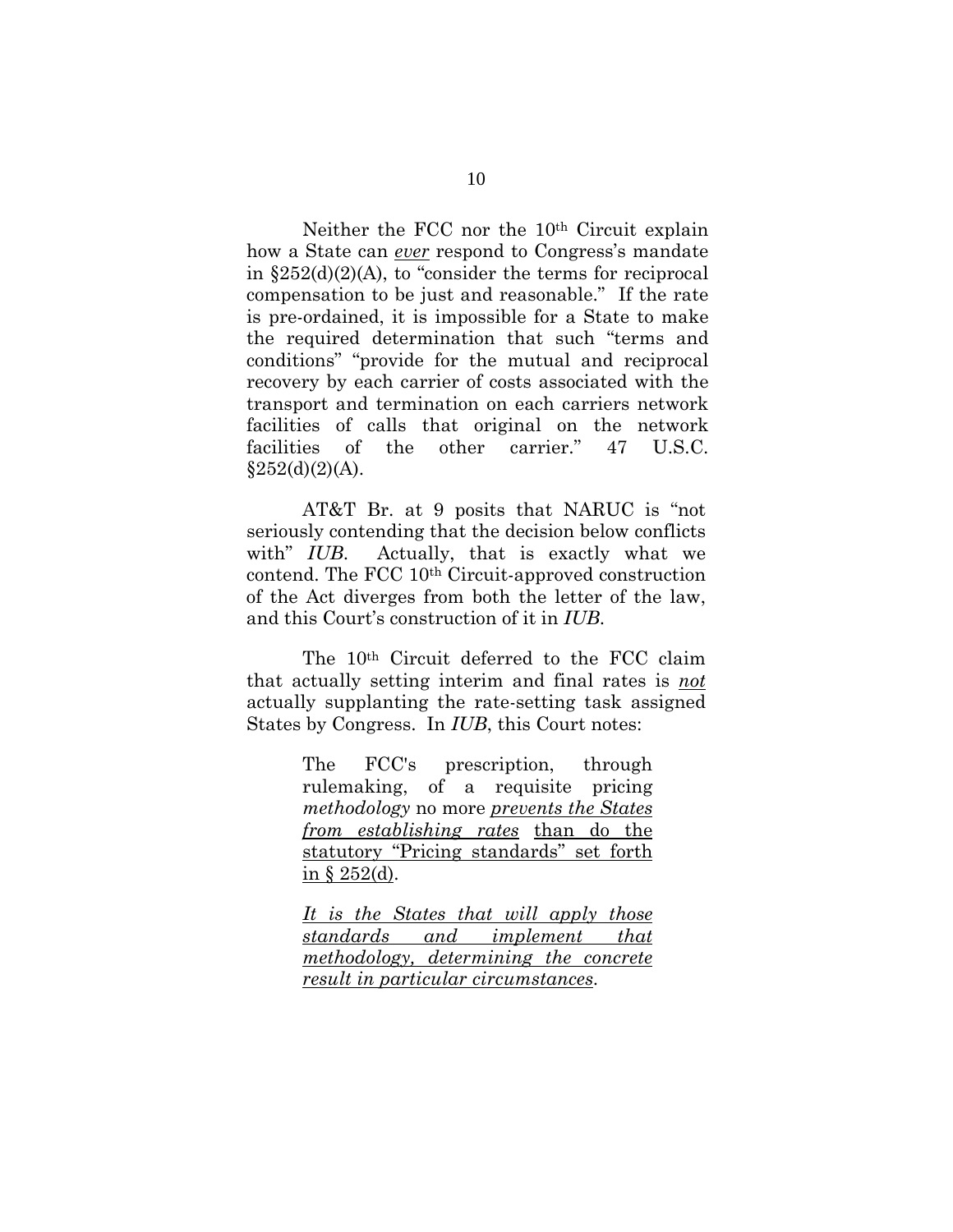Neither the FCC nor the 10th Circuit explain how a State can *ever* respond to Congress's mandate in §252(d)(2)(A), to "consider the terms for reciprocal compensation to be just and reasonable." If the rate is pre-ordained, it is impossible for a State to make the required determination that such "terms and conditions" "provide for the mutual and reciprocal recovery by each carrier of costs associated with the transport and termination on each carriers network facilities of calls that original on the network facilities of the other carrier." 47 U.S.C. §252(d)(2)(A).

AT&T Br. at 9 posits that NARUC is "not seriously contending that the decision below conflicts with" *IUB*. Actually, that is exactly what we contend. The FCC 10th Circuit-approved construction of the Act diverges from both the letter of the law, and this Court's construction of it in *IUB*.

The 10th Circuit deferred to the FCC claim that actually setting interim and final rates is *not* actually supplanting the rate-setting task assigned States by Congress. In *IUB*, this Court notes:

> The FCC's prescription, through rulemaking, of a requisite pricing *methodology* no more *prevents the States from establishing rates* than do the statutory "Pricing standards" set forth in § 252(d).
>
> *It is the States that will apply those standards and implement that methodology, determining the concrete result in particular circumstances*.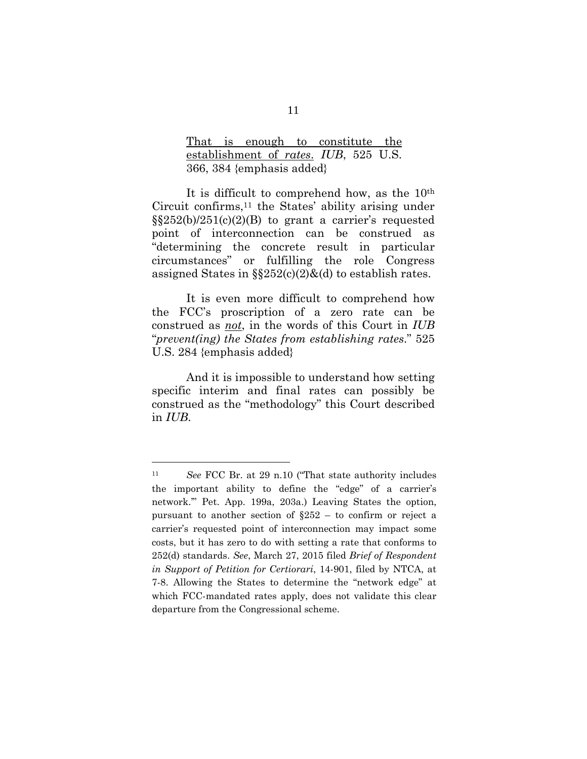> <u>That is enough to constitute the establishment of *rates*.</u> *IUB*, 525 U.S. 366, 384 {emphasis added}

It is difficult to comprehend how, as the 10th Circuit confirms,[11] the States' ability arising under §§252(b)/251(c)(2)(B) to grant a carrier's requested point of interconnection can be construed as "determining the concrete result in particular circumstances" or fulfilling the role Congress assigned States in §§252(c)(2)&(d) to establish rates.

It is even more difficult to comprehend how the FCC's proscription of a zero rate can be construed as <u>*not*</u>, in the words of this Court in *IUB* "*prevent(ing) the States from establishing rates*." 525 U.S. 284 {emphasis added}

And it is impossible to understand how setting specific interim and final rates can possibly be construed as the "methodology" this Court described in *IUB*.

---

[11] *See* FCC Br. at 29 n.10 ("That state authority includes the important ability to define the "edge" of a carrier's network."' Pet. App. 199a, 203a.) Leaving States the option, pursuant to another section of §252 – to confirm or reject a carrier's requested point of interconnection may impact some costs, but it has zero to do with setting a rate that conforms to 252(d) standards. *See*, March 27, 2015 filed *Brief of Respondent in Support of Petition for Certiorari*, 14-901, filed by NTCA, at 7-8. Allowing the States to determine the "network edge" at which FCC-mandated rates apply, does not validate this clear departure from the Congressional scheme.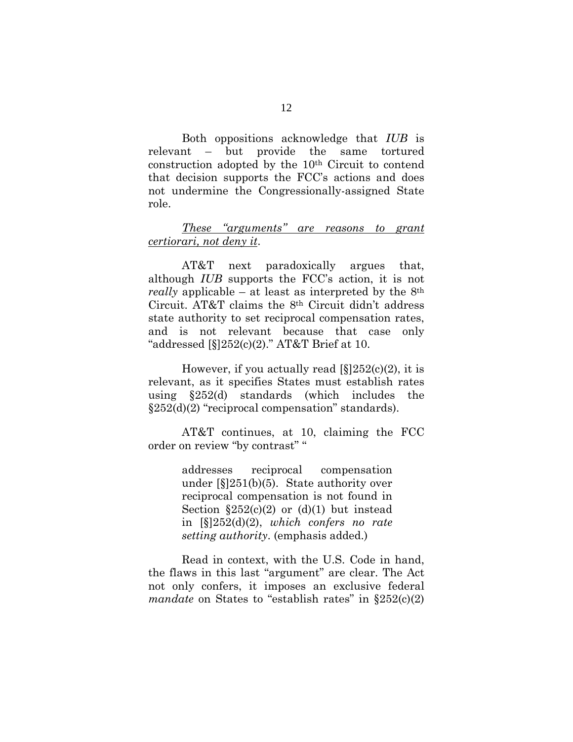Both oppositions acknowledge that *IUB* is relevant – but provide the same tortured construction adopted by the 10th Circuit to contend that decision supports the FCC's actions and does not undermine the Congressionally-assigned State role.

*These "arguments" are reasons to grant certiorari, not deny it*.

AT&T next paradoxically argues that, although *IUB* supports the FCC's action, it is not *really* applicable – at least as interpreted by the 8th Circuit. AT&T claims the 8th Circuit didn't address state authority to set reciprocal compensation rates, and is not relevant because that case only "addressed [§]252(c)(2)." AT&T Brief at 10.

However, if you actually read [§]252(c)(2), it is relevant, as it specifies States must establish rates using §252(d) standards (which includes the §252(d)(2) "reciprocal compensation" standards).

AT&T continues, at 10, claiming the FCC order on review "by contrast" "

> addresses reciprocal compensation under [§]251(b)(5). State authority over reciprocal compensation is not found in Section §252(c)(2) or (d)(1) but instead in [§]252(d)(2), *which confers no rate setting authority*. (emphasis added.)

Read in context, with the U.S. Code in hand, the flaws in this last "argument" are clear. The Act not only confers, it imposes an exclusive federal *mandate* on States to "establish rates" in §252(c)(2)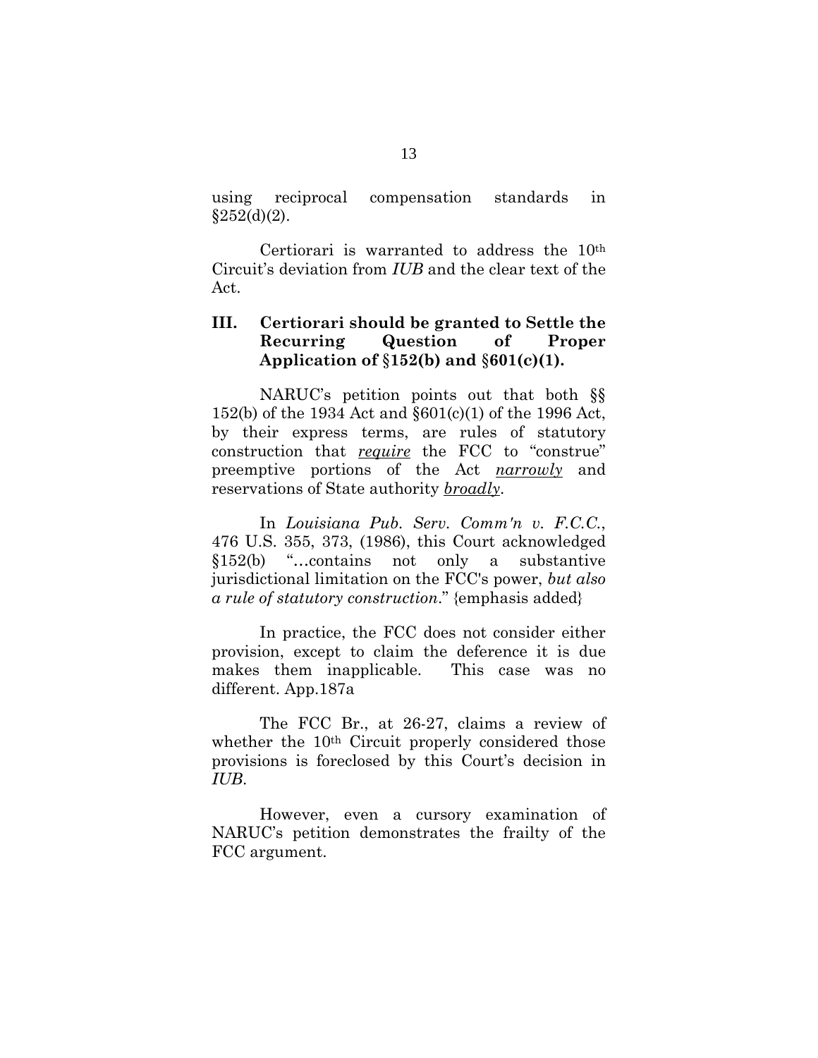using reciprocal compensation standards in §252(d)(2).

Certiorari is warranted to address the 10th Circuit's deviation from *IUB* and the clear text of the Act.

## III. Certiorari should be granted to Settle the Recurring Question of Proper Application of §152(b) and §601(c)(1).

NARUC's petition points out that both §§ 152(b) of the 1934 Act and §601(c)(1) of the 1996 Act, by their express terms, are rules of statutory construction that <u>*require*</u> the FCC to "construe" preemptive portions of the Act <u>*narrowly*</u> and reservations of State authority <u>*broadly*</u>.

In *Louisiana Pub. Serv. Comm'n v. F.C.C.*, 476 U.S. 355, 373, (1986), this Court acknowledged §152(b) "…contains not only a substantive jurisdictional limitation on the FCC's power, *but also a rule of statutory construction*." {emphasis added}

In practice, the FCC does not consider either provision, except to claim the deference it is due makes them inapplicable. This case was no different. App.187a

The FCC Br., at 26-27, claims a review of whether the 10th Circuit properly considered those provisions is foreclosed by this Court's decision in *IUB*.

However, even a cursory examination of NARUC's petition demonstrates the frailty of the FCC argument.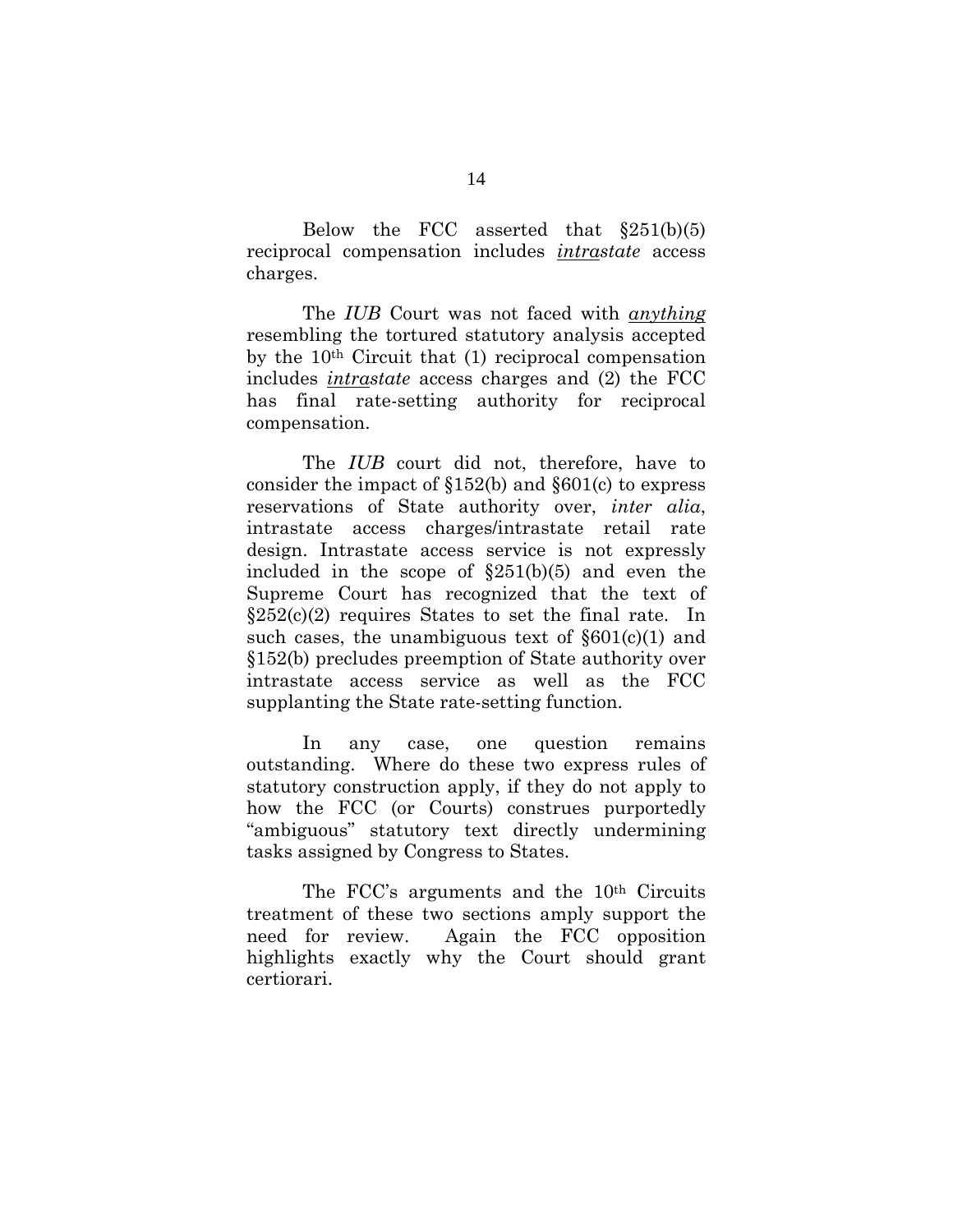Below the FCC asserted that §251(b)(5) reciprocal compensation includes *intrastate* access charges.

The *IUB* Court was not faced with *anything* resembling the tortured statutory analysis accepted by the 10th Circuit that (1) reciprocal compensation includes *intrastate* access charges and (2) the FCC has final rate-setting authority for reciprocal compensation.

The *IUB* court did not, therefore, have to consider the impact of §152(b) and §601(c) to express reservations of State authority over, *inter alia*, intrastate access charges/intrastate retail rate design. Intrastate access service is not expressly included in the scope of §251(b)(5) and even the Supreme Court has recognized that the text of §252(c)(2) requires States to set the final rate. In such cases, the unambiguous text of §601(c)(1) and §152(b) precludes preemption of State authority over intrastate access service as well as the FCC supplanting the State rate-setting function.

In any case, one question remains outstanding. Where do these two express rules of statutory construction apply, if they do not apply to how the FCC (or Courts) construes purportedly "ambiguous" statutory text directly undermining tasks assigned by Congress to States.

The FCC's arguments and the 10th Circuits treatment of these two sections amply support the need for review. Again the FCC opposition highlights exactly why the Court should grant certiorari.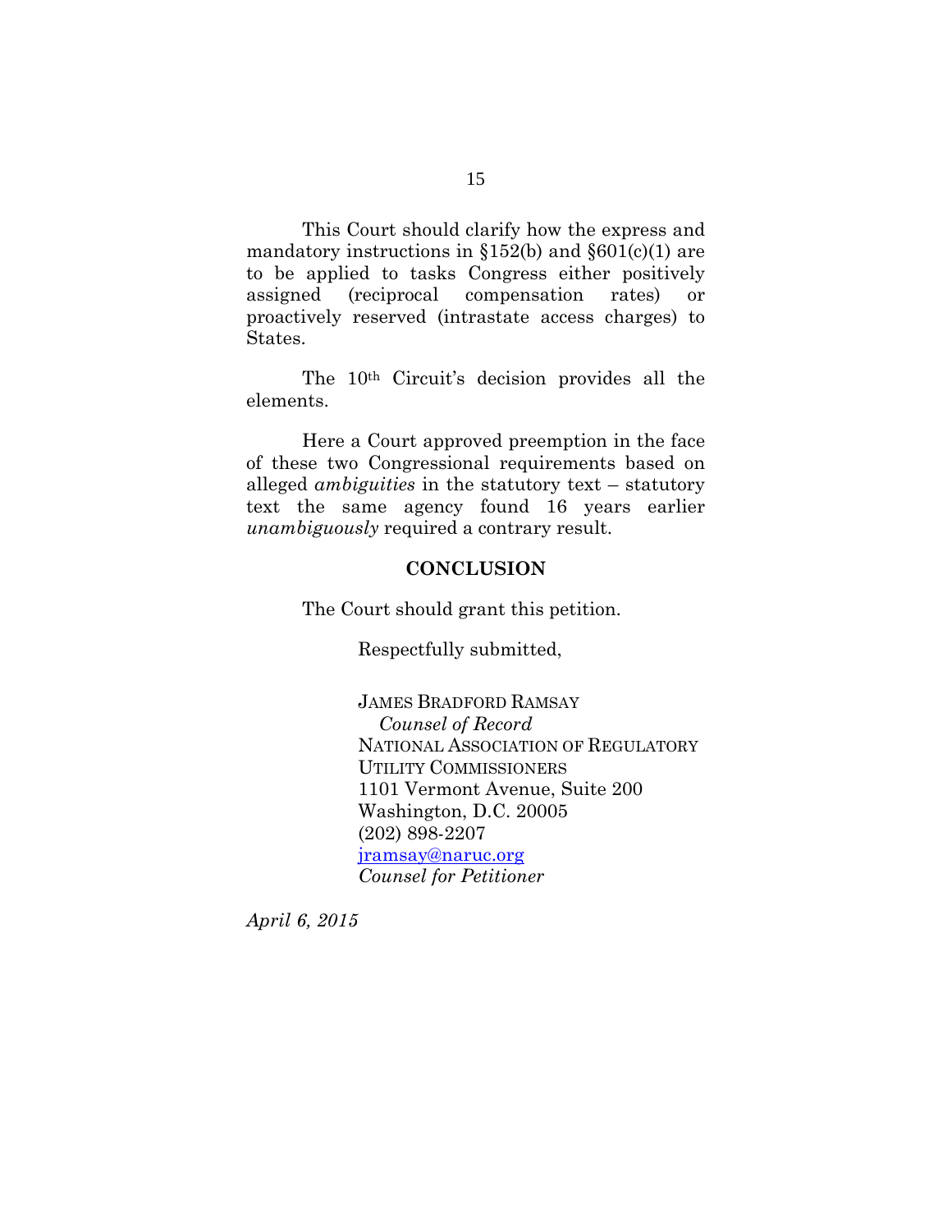This Court should clarify how the express and mandatory instructions in §152(b) and §601(c)(1) are to be applied to tasks Congress either positively assigned (reciprocal compensation rates) or proactively reserved (intrastate access charges) to States.

The 10th Circuit's decision provides all the elements.

Here a Court approved preemption in the face of these two Congressional requirements based on alleged *ambiguities* in the statutory text – statutory text the same agency found 16 years earlier *unambiguously* required a contrary result.

## CONCLUSION

The Court should grant this petition.

Respectfully submitted,

JAMES BRADFORD RAMSAY
*Counsel of Record*
NATIONAL ASSOCIATION OF REGULATORY UTILITY COMMISSIONERS
1101 Vermont Avenue, Suite 200
Washington, D.C. 20005
(202) 898-2207
jramsay@naruc.org
*Counsel for Petitioner*

*April 6, 2015*